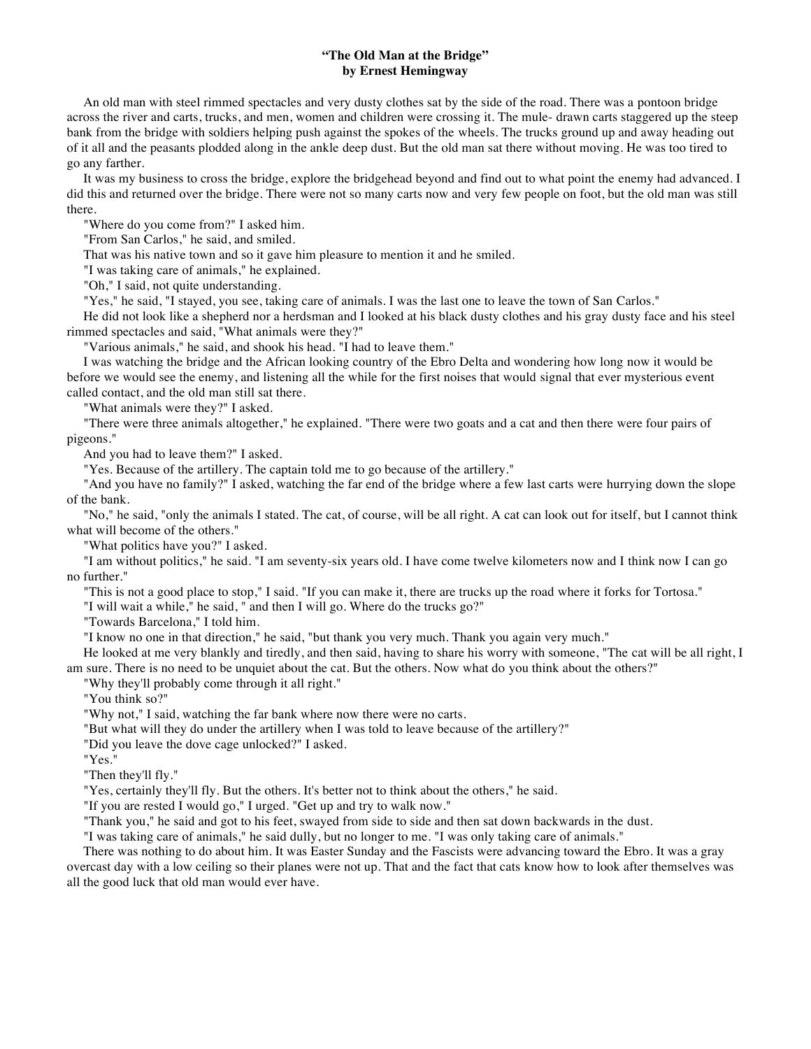**"The Old Man at the Bridge"**
**by Ernest Hemingway**

An old man with steel rimmed spectacles and very dusty clothes sat by the side of the road. There was a pontoon bridge across the river and carts, trucks, and men, women and children were crossing it. The mule- drawn carts staggered up the steep bank from the bridge with soldiers helping push against the spokes of the wheels. The trucks ground up and away heading out of it all and the peasants plodded along in the ankle deep dust. But the old man sat there without moving. He was too tired to go any farther.

It was my business to cross the bridge, explore the bridgehead beyond and find out to what point the enemy had advanced. I did this and returned over the bridge. There were not so many carts now and very few people on foot, but the old man was still there.

"Where do you come from?" I asked him.

"From San Carlos," he said, and smiled.

That was his native town and so it gave him pleasure to mention it and he smiled.

"I was taking care of animals," he explained.

"Oh," I said, not quite understanding.

"Yes," he said, "I stayed, you see, taking care of animals. I was the last one to leave the town of San Carlos."

He did not look like a shepherd nor a herdsman and I looked at his black dusty clothes and his gray dusty face and his steel rimmed spectacles and said, "What animals were they?"

"Various animals," he said, and shook his head. "I had to leave them."

I was watching the bridge and the African looking country of the Ebro Delta and wondering how long now it would be before we would see the enemy, and listening all the while for the first noises that would signal that ever mysterious event called contact, and the old man still sat there.

"What animals were they?" I asked.

"There were three animals altogether," he explained. "There were two goats and a cat and then there were four pairs of pigeons."

And you had to leave them?" I asked.

"Yes. Because of the artillery. The captain told me to go because of the artillery."

"And you have no family?" I asked, watching the far end of the bridge where a few last carts were hurrying down the slope of the bank.

"No," he said, "only the animals I stated. The cat, of course, will be all right. A cat can look out for itself, but I cannot think what will become of the others."

"What politics have you?" I asked.

"I am without politics," he said. "I am seventy-six years old. I have come twelve kilometers now and I think now I can go no further."

"This is not a good place to stop," I said. "If you can make it, there are trucks up the road where it forks for Tortosa."

"I will wait a while," he said, " and then I will go. Where do the trucks go?"

"Towards Barcelona," I told him.

"I know no one in that direction," he said, "but thank you very much. Thank you again very much."

He looked at me very blankly and tiredly, and then said, having to share his worry with someone, "The cat will be all right, I am sure. There is no need to be unquiet about the cat. But the others. Now what do you think about the others?"

"Why they'll probably come through it all right."

"You think so?"

"Why not," I said, watching the far bank where now there were no carts.

"But what will they do under the artillery when I was told to leave because of the artillery?"

"Did you leave the dove cage unlocked?" I asked.

"Yes."

"Then they'll fly."

"Yes, certainly they'll fly. But the others. It's better not to think about the others," he said.

"If you are rested I would go," I urged. "Get up and try to walk now."

"Thank you," he said and got to his feet, swayed from side to side and then sat down backwards in the dust.

"I was taking care of animals," he said dully, but no longer to me. "I was only taking care of animals."

There was nothing to do about him. It was Easter Sunday and the Fascists were advancing toward the Ebro. It was a gray overcast day with a low ceiling so their planes were not up. That and the fact that cats know how to look after themselves was all the good luck that old man would ever have.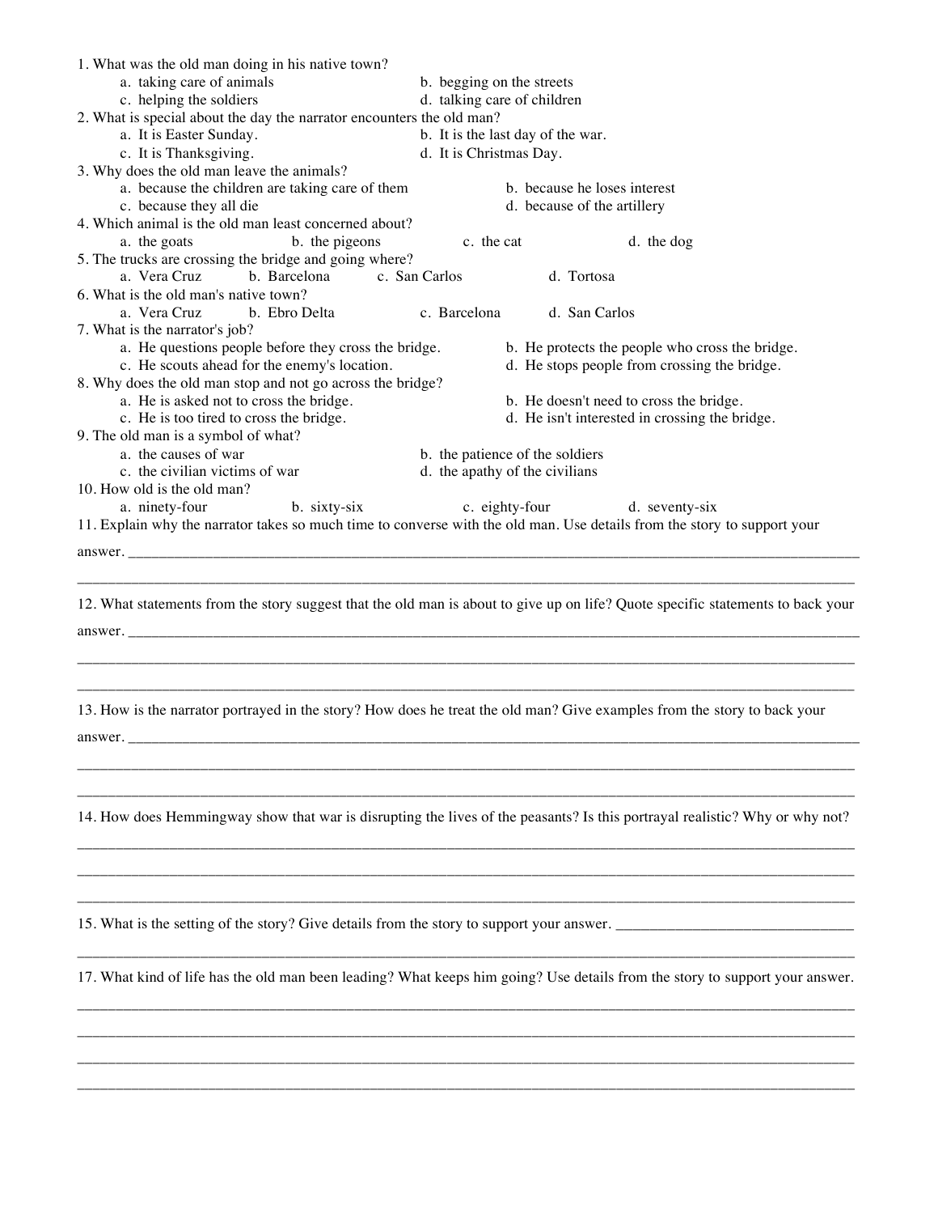1. What was the old man doing in his native town?
    - a. taking care of animals
    - b. begging on the streets
    - c. helping the soldiers
    - d. talking care of children
2. What is special about the day the narrator encounters the old man?
    - a. It is Easter Sunday.
    - b. It is the last day of the war.
    - c. It is Thanksgiving.
    - d. It is Christmas Day.
3. Why does the old man leave the animals?
    - a. because the children are taking care of them
    - b. because he loses interest
    - c. because they all die
    - d. because of the artillery
4. Which animal is the old man least concerned about?
    - a. the goats
    - b. the pigeons
    - c. the cat
    - d. the dog
5. The trucks are crossing the bridge and going where?
    - a. Vera Cruz
    - b. Barcelona
    - c. San Carlos
    - d. Tortosa
6. What is the old man's native town?
    - a. Vera Cruz
    - b. Ebro Delta
    - c. Barcelona
    - d. San Carlos
7. What is the narrator's job?
    - a. He questions people before they cross the bridge.
    - b. He protects the people who cross the bridge.
    - c. He scouts ahead for the enemy's location.
    - d. He stops people from crossing the bridge.
8. Why does the old man stop and not go across the bridge?
    - a. He is asked not to cross the bridge.
    - b. He doesn't need to cross the bridge.
    - c. He is too tired to cross the bridge.
    - d. He isn't interested in crossing the bridge.
9. The old man is a symbol of what?
    - a. the causes of war
    - b. the patience of the soldiers
    - c. the civilian victims of war
    - d. the apathy of the civilians
10. How old is the old man?
    - a. ninety-four
    - b. sixty-six
    - c. eighty-four
    - d. seventy-six

11. Explain why the narrator takes so much time to converse with the old man. Use details from the story to support your answer. ____________________________________________________________

____________________________________________________________

12. What statements from the story suggest that the old man is about to give up on life? Quote specific statements to back your answer. ____________________________________________________________

____________________________________________________________

____________________________________________________________

13. How is the narrator portrayed in the story? How does he treat the old man? Give examples from the story to back your answer. ____________________________________________________________

____________________________________________________________

____________________________________________________________

14. How does Hemmingway show that war is disrupting the lives of the peasants? Is this portrayal realistic? Why or why not?

____________________________________________________________

____________________________________________________________

____________________________________________________________

15. What is the setting of the story? Give details from the story to support your answer. ________________________________

____________________________________________________________

17. What kind of life has the old man been leading? What keeps him going? Use details from the story to support your answer.

____________________________________________________________

____________________________________________________________

____________________________________________________________

____________________________________________________________